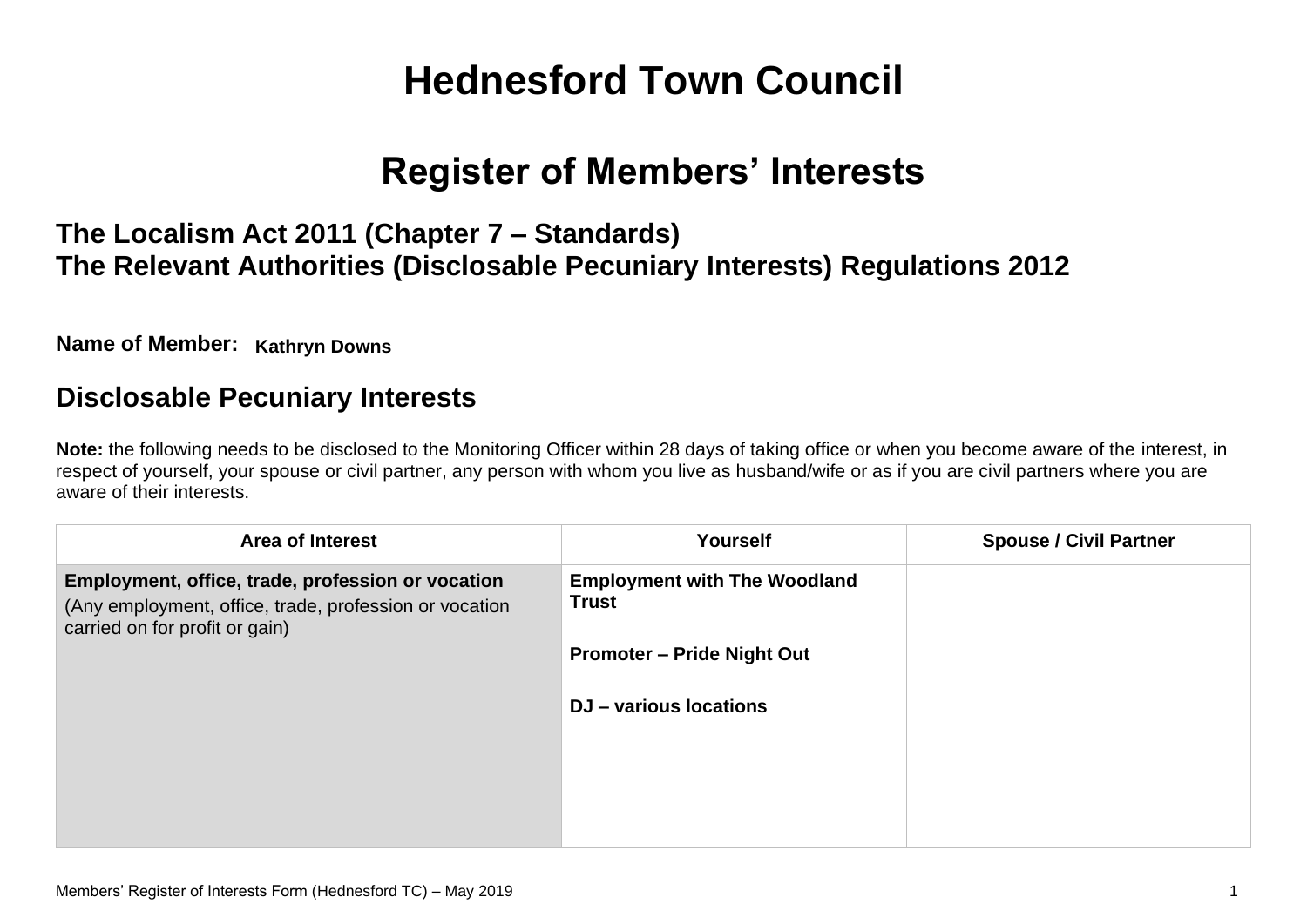# Hednesford Town Council

# Register of Members' Interests

## The Localism Act 2011 (Chapter 7 – Standards)
## The Relevant Authorities (Disclosable Pecuniary Interests) Regulations 2012

**Name of Member:** **Kathryn Downs**

## Disclosable Pecuniary Interests

**Note:** the following needs to be disclosed to the Monitoring Officer within 28 days of taking office or when you become aware of the interest, in respect of yourself, your spouse or civil partner, any person with whom you live as husband/wife or as if you are civil partners where you are aware of their interests.

| Area of Interest | Yourself | Spouse / Civil Partner |
|---|---|---|
| **Employment, office, trade, profession or vocation** (Any employment, office, trade, profession or vocation carried on for profit or gain) | **Employment with The Woodland Trust**<br><br>**Promoter – Pride Night Out**<br><br>**DJ – various locations** | |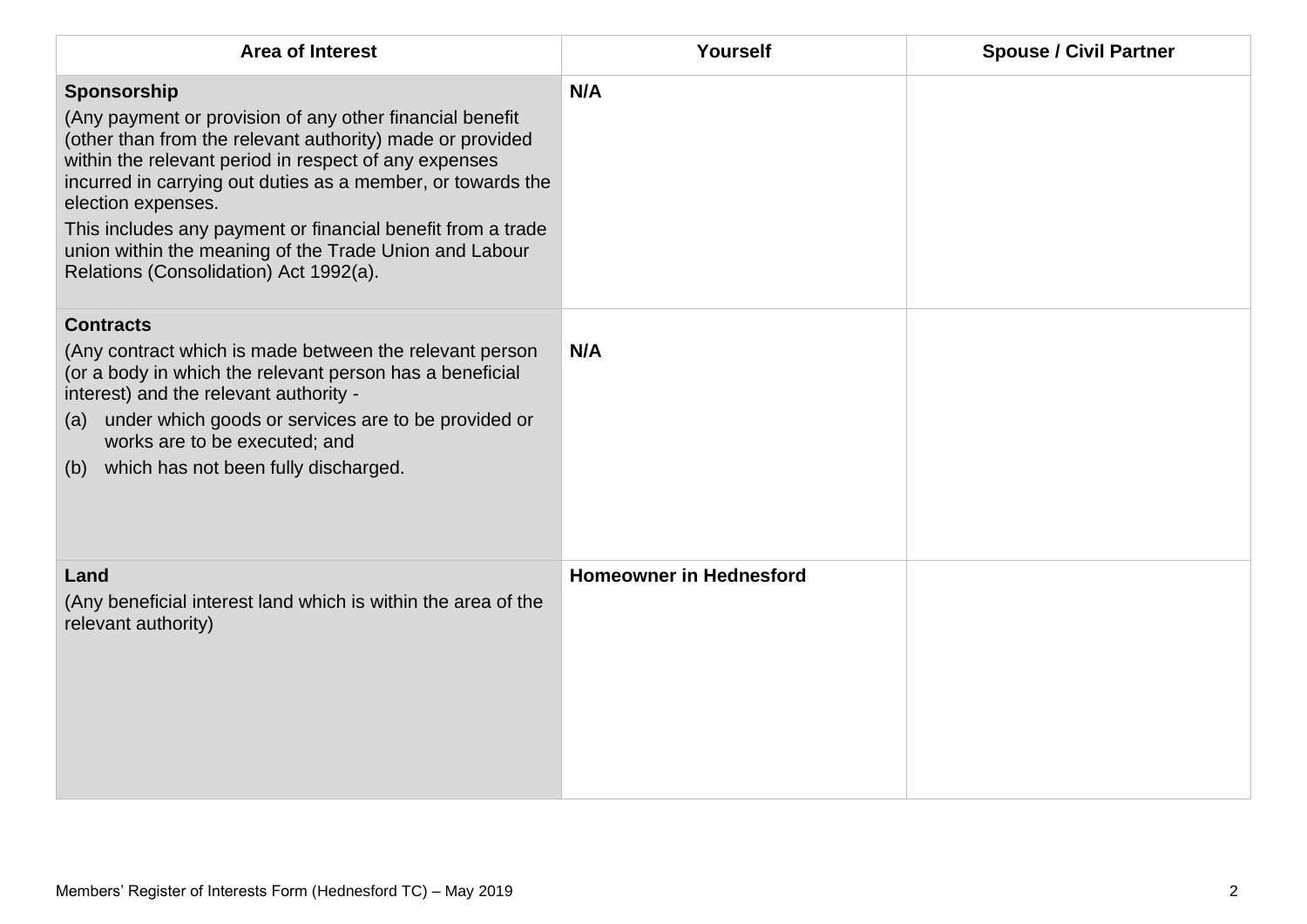| Area of Interest | Yourself | Spouse / Civil Partner |
|---|---|---|
| **Sponsorship**<br>(Any payment or provision of any other financial benefit (other than from the relevant authority) made or provided within the relevant period in respect of any expenses incurred in carrying out duties as a member, or towards the election expenses.<br>This includes any payment or financial benefit from a trade union within the meaning of the Trade Union and Labour Relations (Consolidation) Act 1992(a). | **N/A** | |
| **Contracts**<br>(Any contract which is made between the relevant person (or a body in which the relevant person has a beneficial interest) and the relevant authority -<br>(a) under which goods or services are to be provided or works are to be executed; and<br>(b) which has not been fully discharged. | **N/A** | |
| **Land**<br>(Any beneficial interest land which is within the area of the relevant authority) | **Homeowner in Hednesford** | |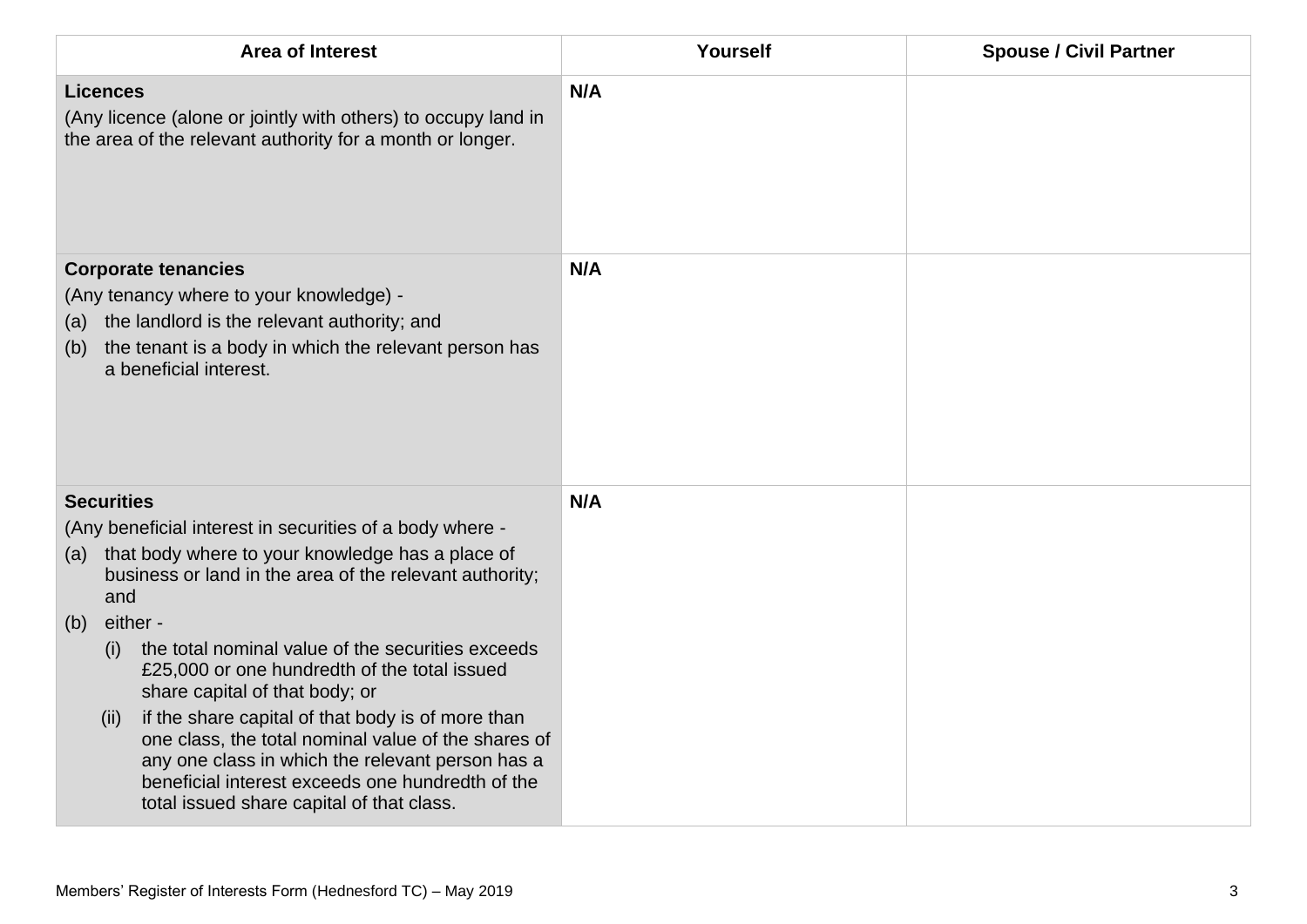| Area of Interest | Yourself | Spouse / Civil Partner |
|---|---|---|
| **Licences**<br>(Any licence (alone or jointly with others) to occupy land in the area of the relevant authority for a month or longer. | **N/A** | |
| **Corporate tenancies**<br>(Any tenancy where to your knowledge) -<br>(a) the landlord is the relevant authority; and<br>(b) the tenant is a body in which the relevant person has a beneficial interest. | **N/A** | |
| **Securities**<br>(Any beneficial interest in securities of a body where -<br>(a) that body where to your knowledge has a place of business or land in the area of the relevant authority; and<br>(b) either -<br>(i) the total nominal value of the securities exceeds £25,000 or one hundredth of the total issued share capital of that body; or<br>(ii) if the share capital of that body is of more than one class, the total nominal value of the shares of any one class in which the relevant person has a beneficial interest exceeds one hundredth of the total issued share capital of that class. | **N/A** | |

Members' Register of Interests Form (Hednesford TC) – May 2019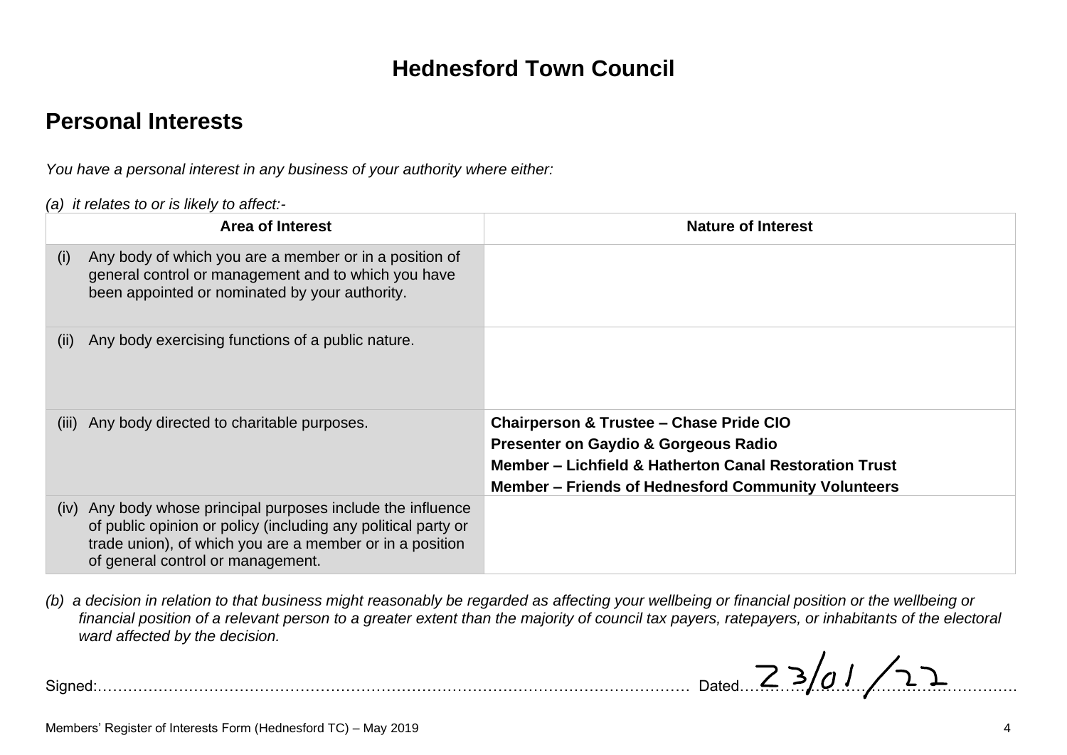## Hednesford Town Council

## Personal Interests

*You have a personal interest in any business of your authority where either:*

*(a) it relates to or is likely to affect:-*

| Area of Interest | Nature of Interest |
|---|---|
| (i) Any body of which you are a member or in a position of general control or management and to which you have been appointed or nominated by your authority. | |
| (ii) Any body exercising functions of a public nature. | |
| (iii) Any body directed to charitable purposes. | **Chairperson & Trustee – Chase Pride CIO**<br>**Presenter on Gaydio & Gorgeous Radio**<br>**Member – Lichfield & Hatherton Canal Restoration Trust**<br>**Member – Friends of Hednesford Community Volunteers** |
| (iv) Any body whose principal purposes include the influence of public opinion or policy (including any political party or trade union), of which you are a member or in a position of general control or management. | |

*(b) a decision in relation to that business might reasonably be regarded as affecting your wellbeing or financial position or the wellbeing or financial position of a relevant person to a greater extent than the majority of council tax payers, ratepayers, or inhabitants of the electoral ward affected by the decision.*

Signed:………………………………………………………………………………………………… Dated 23/01/22

Members' Register of Interests Form (Hednesford TC) – May 2019